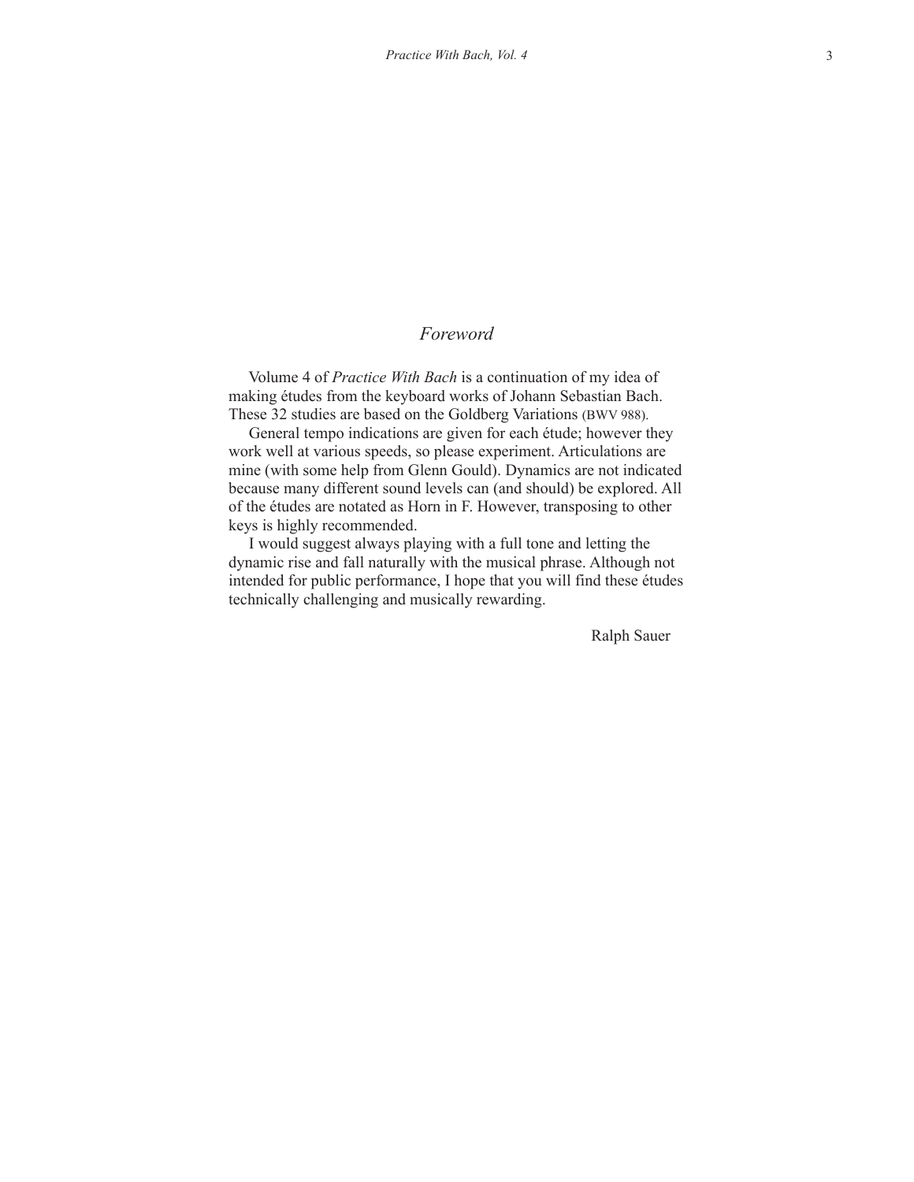# *Foreword*

Volume 4 of *Practice With Bach* is a continuation of my idea of making études from the keyboard works of Johann Sebastian Bach. These 32 studies are based on the Goldberg Variations (BWV 988).

General tempo indications are given for each étude; however they work well at various speeds, so please experiment. Articulations are mine (with some help from Glenn Gould). Dynamics are not indicated because many different sound levels can (and should) be explored. All of the études are notated as Horn in F. However, transposing to other keys is highly recommended.

I would suggest always playing with a full tone and letting the dynamic rise and fall naturally with the musical phrase. Although not intended for public performance, I hope that you will find these études technically challenging and musically rewarding.

Ralph Sauer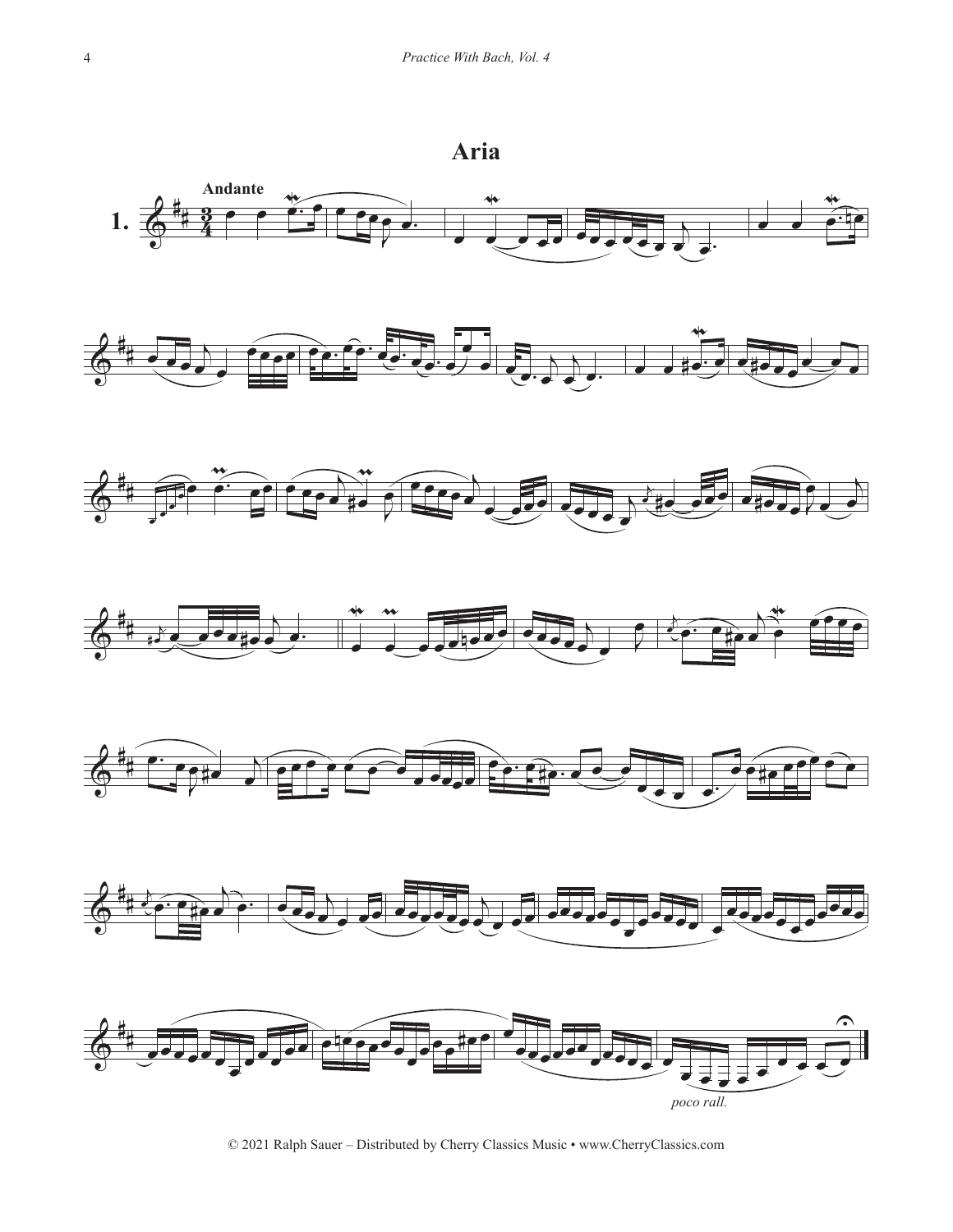# Aria

**Andante**

**1.**

*poco rall.*

© 2021 Ralph Sauer – Distributed by Cherry Classics Music • www.CherryClassics.com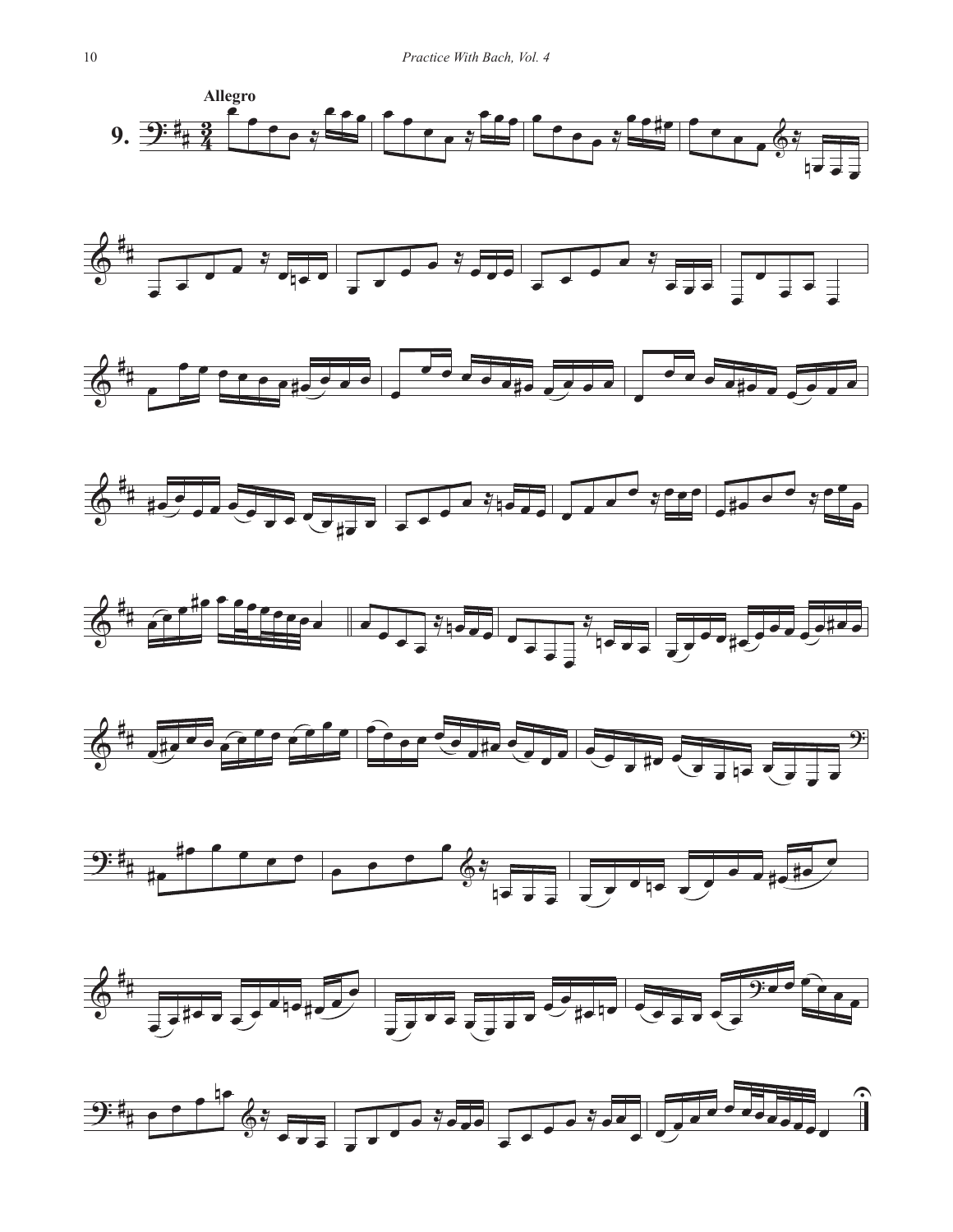**Allegro**

**9.**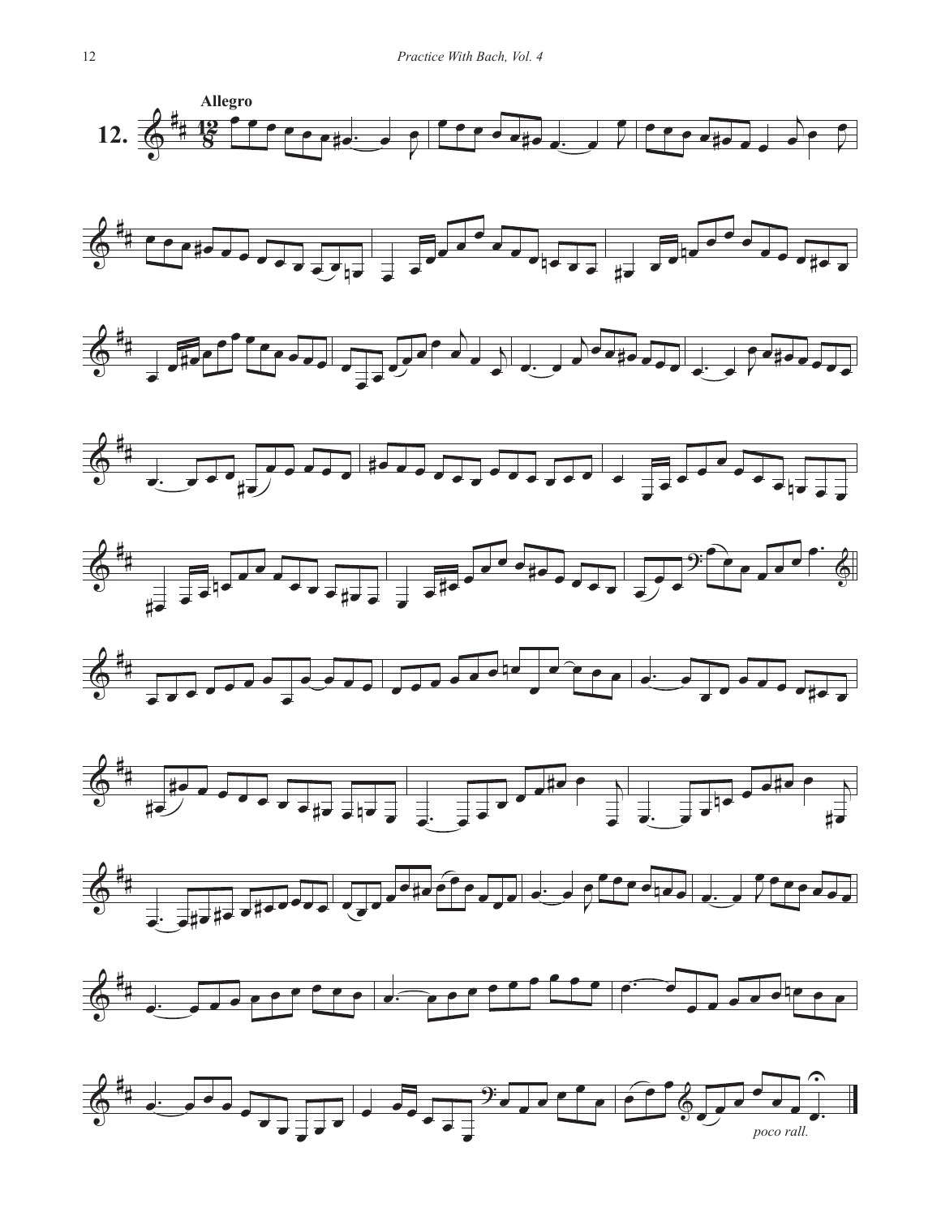**12.** **Allegro**

*poco rall.*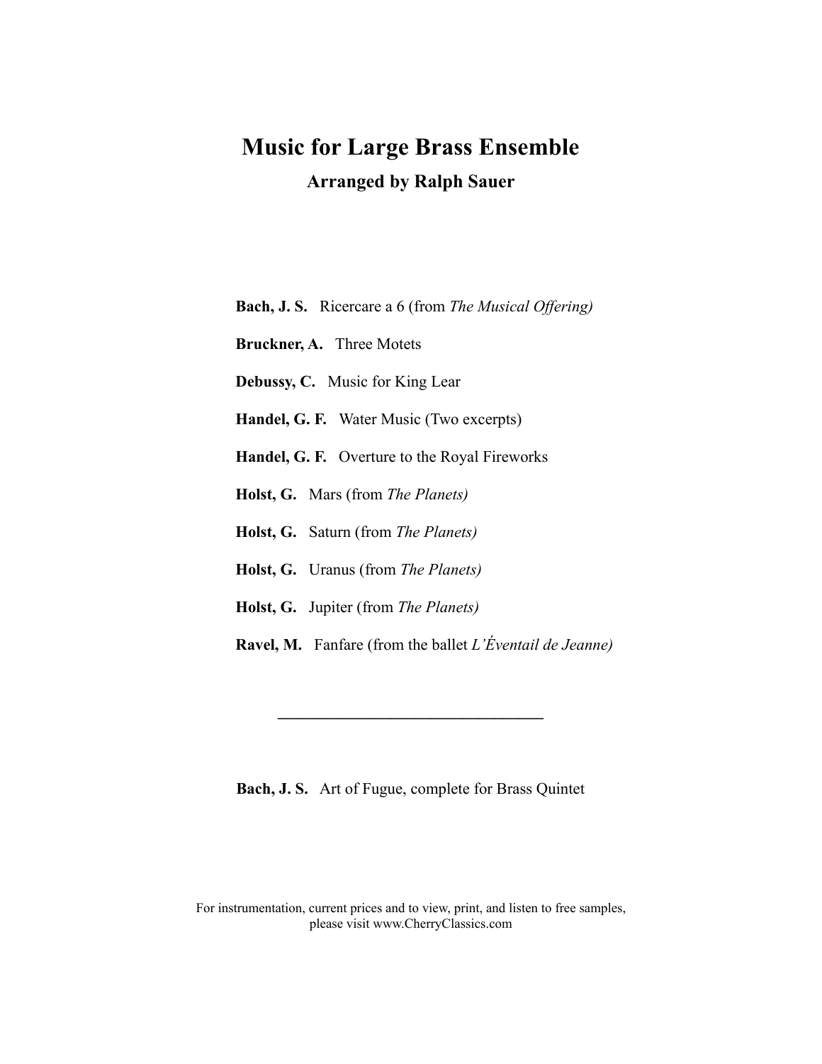# Music for Large Brass Ensemble

## Arranged by Ralph Sauer

**Bach, J. S.** Ricercare a 6 (from *The Musical Offering)*

**Bruckner, A.** Three Motets

**Debussy, C.** Music for King Lear

**Handel, G. F.** Water Music (Two excerpts)

**Handel, G. F.** Overture to the Royal Fireworks

**Holst, G.** Mars (from *The Planets)*

**Holst, G.** Saturn (from *The Planets)*

**Holst, G.** Uranus (from *The Planets)*

**Holst, G.** Jupiter (from *The Planets)*

**Ravel, M.** Fanfare (from the ballet *L'Éventail de Jeanne)*

---

**Bach, J. S.** Art of Fugue, complete for Brass Quintet

For instrumentation, current prices and to view, print, and listen to free samples, please visit www.CherryClassics.com